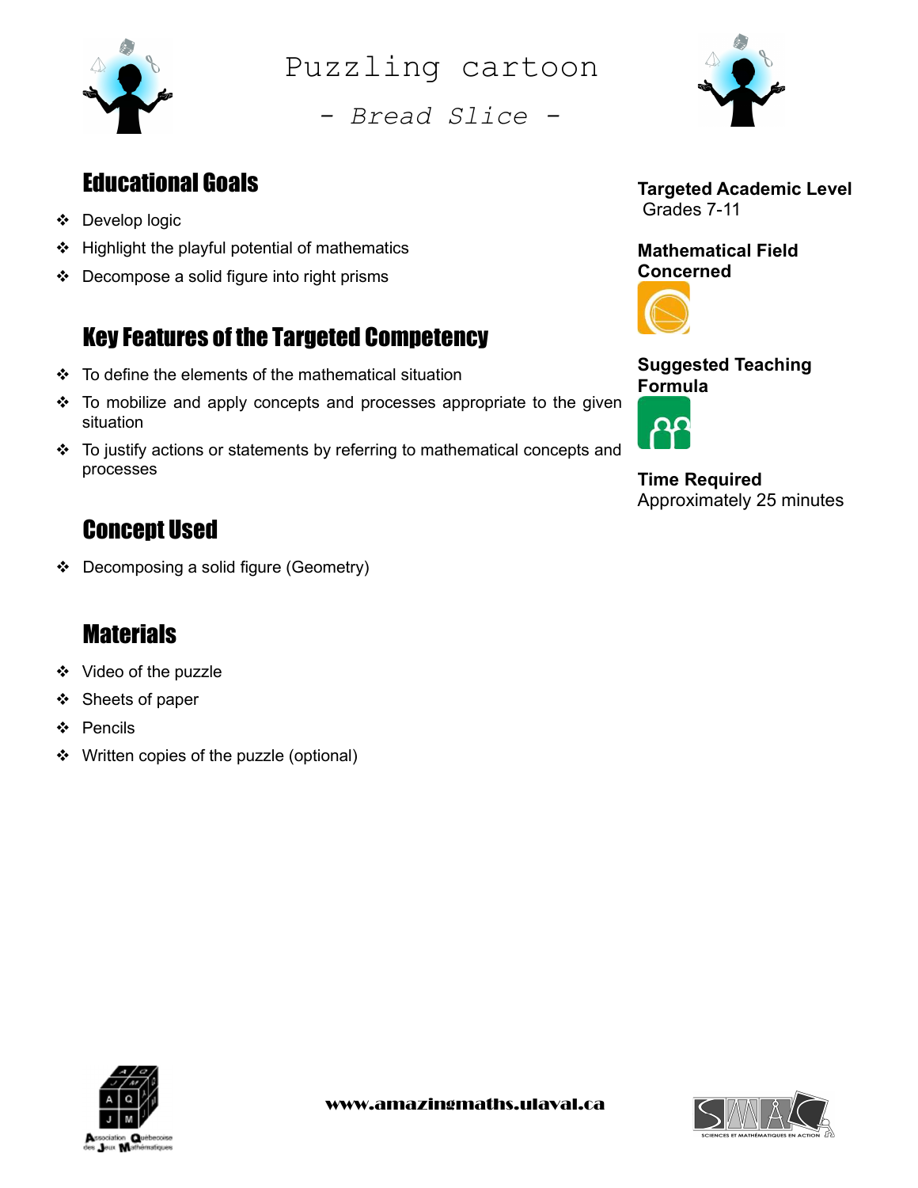# Puzzling cartoon

## - Bread Slice -

## Educational Goals

- Develop logic
- Highlight the playful potential of mathematics
- Decompose a solid figure into right prisms

## Key Features of the Targeted Competency

- To define the elements of the mathematical situation
- To mobilize and apply concepts and processes appropriate to the given situation
- To justify actions or statements by referring to mathematical concepts and processes

## Concept Used

- Decomposing a solid figure (Geometry)

## Materials

- Video of the puzzle
- Sheets of paper
- Pencils
- Written copies of the puzzle (optional)

**Targeted Academic Level**
Grades 7-11

**Mathematical Field Concerned**

**Suggested Teaching Formula**

**Time Required**
Approximately 25 minutes

www.amazingmaths.ulaval.ca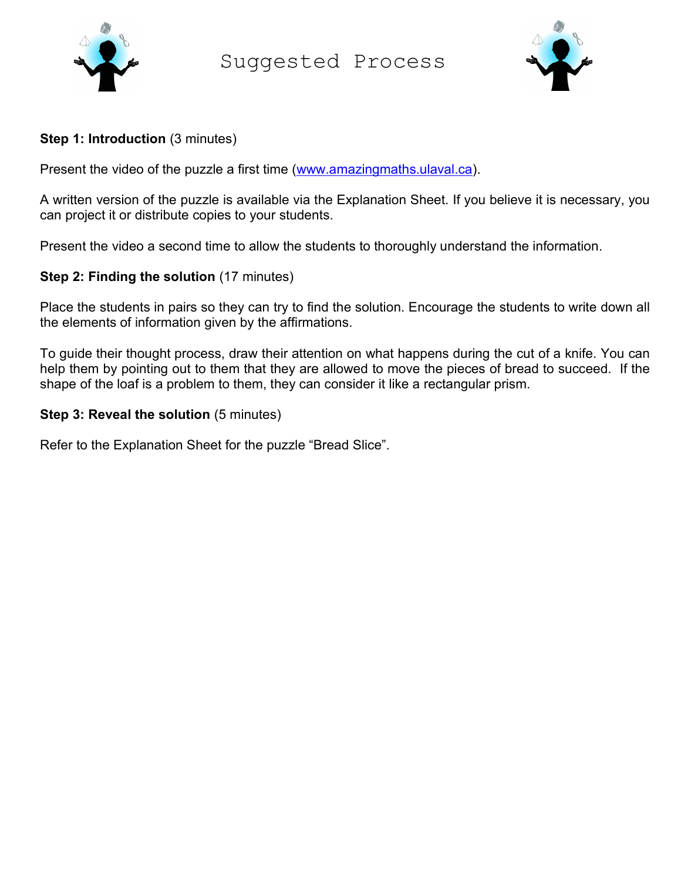# Suggested Process

**Step 1: Introduction** (3 minutes)

Present the video of the puzzle a first time (www.amazingmaths.ulaval.ca).

A written version of the puzzle is available via the Explanation Sheet. If you believe it is necessary, you can project it or distribute copies to your students.

Present the video a second time to allow the students to thoroughly understand the information.

**Step 2: Finding the solution** (17 minutes)

Place the students in pairs so they can try to find the solution. Encourage the students to write down all the elements of information given by the affirmations.

To guide their thought process, draw their attention on what happens during the cut of a knife. You can help them by pointing out to them that they are allowed to move the pieces of bread to succeed. If the shape of the loaf is a problem to them, they can consider it like a rectangular prism.

**Step 3: Reveal the solution** (5 minutes)

Refer to the Explanation Sheet for the puzzle “Bread Slice”.